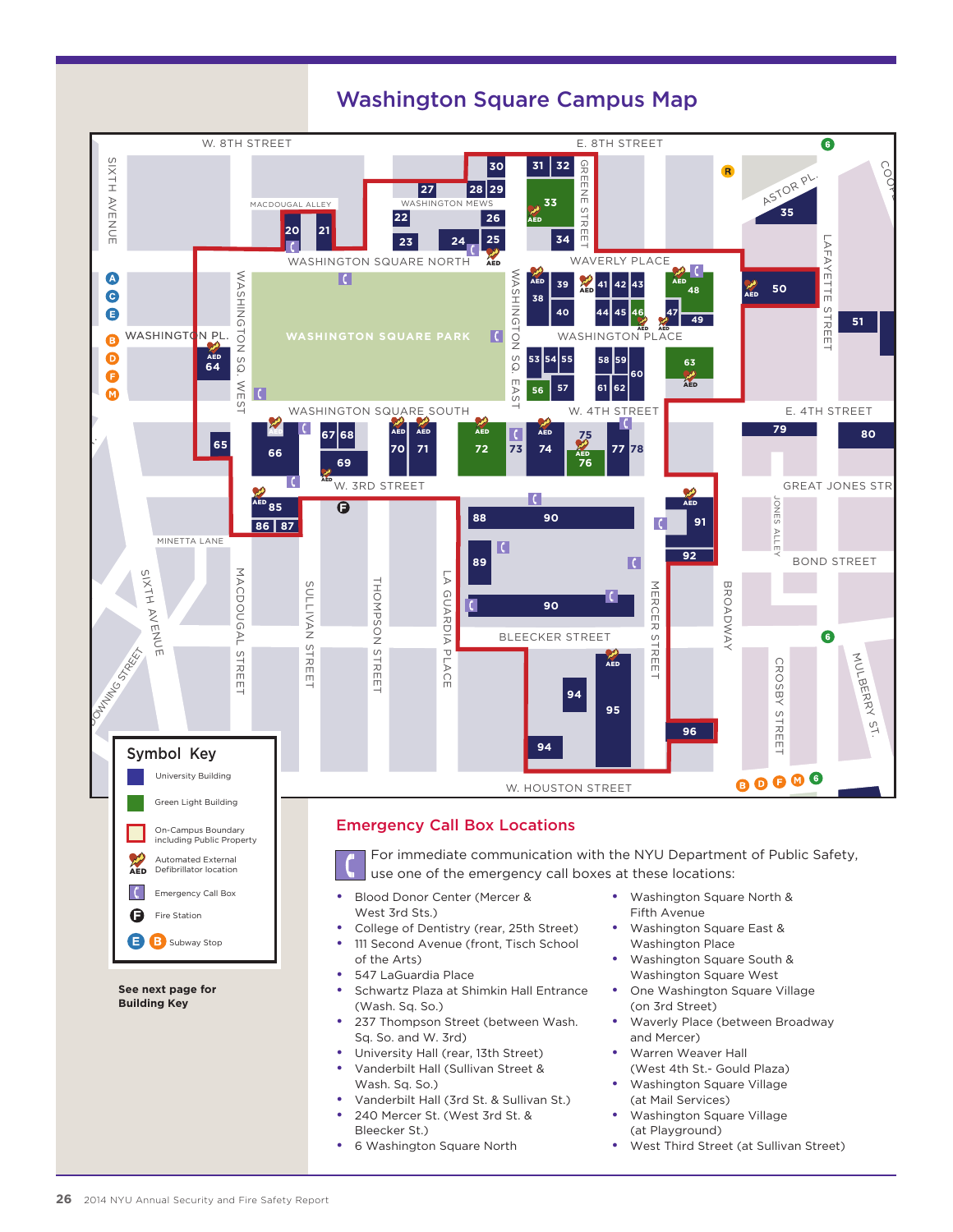# Washington Square Campus Map

## Symbol Key

- University Building
- Green Light Building
- On-Campus Boundary including Public Property
- AED Automated External Defibrillator location
- Emergency Call Box
- F Fire Station
- E B Subway Stop

**See next page for Building Key**

## Emergency Call Box Locations

For immediate communication with the NYU Department of Public Safety, use one of the emergency call boxes at these locations:

- Blood Donor Center (Mercer & West 3rd Sts.)
- College of Dentistry (rear, 25th Street)
- 111 Second Avenue (front, Tisch School of the Arts)
- 547 LaGuardia Place
- Schwartz Plaza at Shimkin Hall Entrance (Wash. Sq. So.)
- 237 Thompson Street (between Wash. Sq. So. and W. 3rd)
- University Hall (rear, 13th Street)
- Vanderbilt Hall (Sullivan Street & Wash. Sq. So.)
- Vanderbilt Hall (3rd St. & Sullivan St.)
- 240 Mercer St. (West 3rd St. & Bleecker St.)
- 6 Washington Square North
- Washington Square North & Fifth Avenue
- Washington Square East & Washington Place
- Washington Square South & Washington Square West
- One Washington Square Village (on 3rd Street)
- Waverly Place (between Broadway and Mercer)
- Warren Weaver Hall (West 4th St.- Gould Plaza)
- Washington Square Village (at Mail Services)
- Washington Square Village (at Playground)
- West Third Street (at Sullivan Street)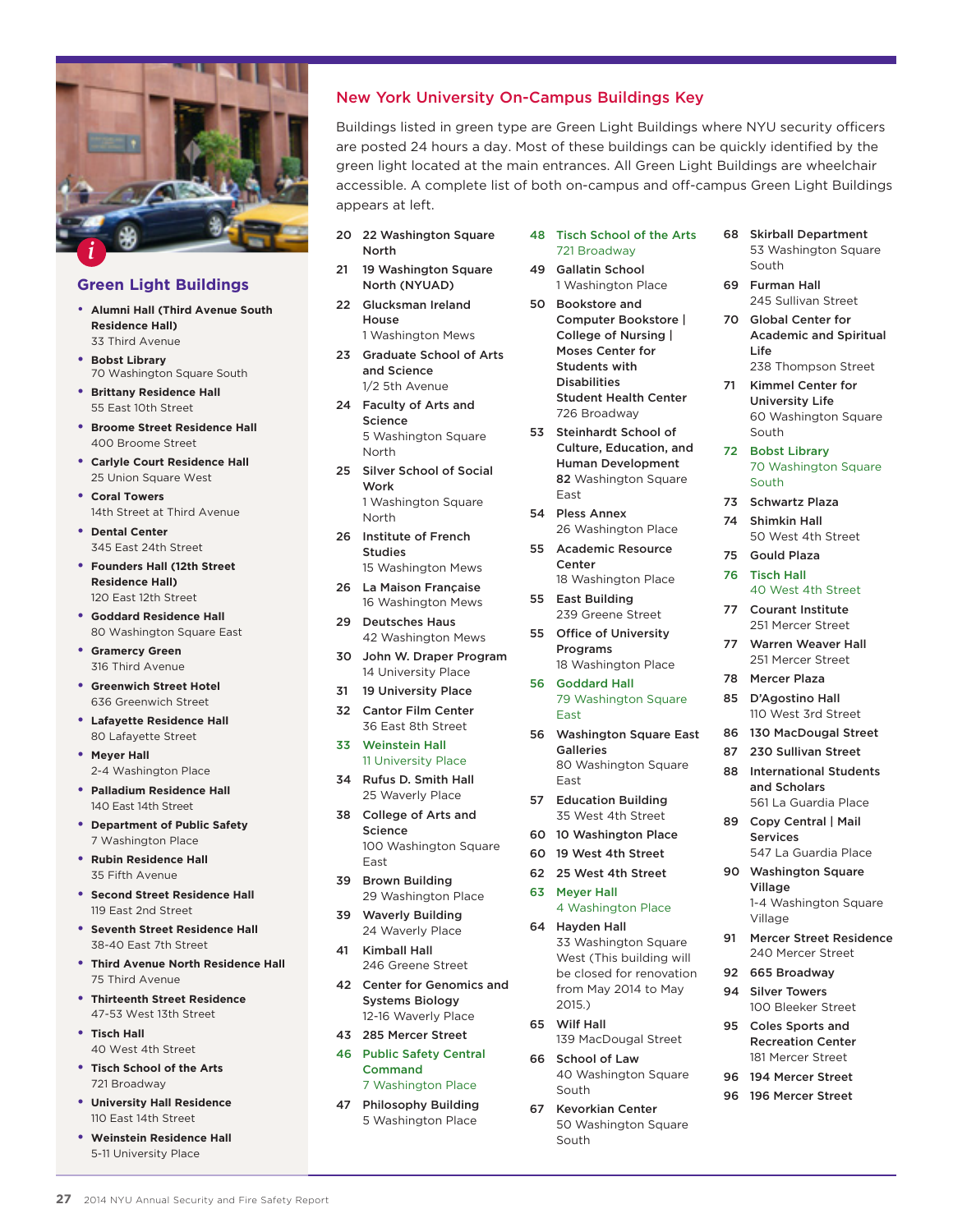## Green Light Buildings

- **Alumni Hall (Third Avenue South Residence Hall)**
  33 Third Avenue
- **Bobst Library**
  70 Washington Square South
- **Brittany Residence Hall**
  55 East 10th Street
- **Broome Street Residence Hall**
  400 Broome Street
- **Carlyle Court Residence Hall**
  25 Union Square West
- **Coral Towers**
  14th Street at Third Avenue
- **Dental Center**
  345 East 24th Street
- **Founders Hall (12th Street Residence Hall)**
  120 East 12th Street
- **Goddard Residence Hall**
  80 Washington Square East
- **Gramercy Green**
  316 Third Avenue
- **Greenwich Street Hotel**
  636 Greenwich Street
- **Lafayette Residence Hall**
  80 Lafayette Street
- **Meyer Hall**
  2-4 Washington Place
- **Palladium Residence Hall**
  140 East 14th Street
- **Department of Public Safety**
  7 Washington Place
- **Rubin Residence Hall**
  35 Fifth Avenue
- **Second Street Residence Hall**
  119 East 2nd Street
- **Seventh Street Residence Hall**
  38-40 East 7th Street
- **Third Avenue North Residence Hall**
  75 Third Avenue
- **Thirteenth Street Residence**
  47-53 West 13th Street
- **Tisch Hall**
  40 West 4th Street
- **Tisch School of the Arts**
  721 Broadway
- **University Hall Residence**
  110 East 14th Street
- **Weinstein Residence Hall**
  5-11 University Place

## New York University On-Campus Buildings Key

Buildings listed in green type are Green Light Buildings where NYU security officers are posted 24 hours a day. Most of these buildings can be quickly identified by the green light located at the main entrances. All Green Light Buildings are wheelchair accessible. A complete list of both on-campus and off-campus Green Light Buildings appears at left.

- 20 **22 Washington Square North**
- 21 **19 Washington Square North (NYUAD)**
- 22 **Glucksman Ireland House**
  1 Washington Mews
- 23 **Graduate School of Arts and Science**
  1/2 5th Avenue
- 24 **Faculty of Arts and Science**
  5 Washington Square North
- 25 **Silver School of Social Work**
  1 Washington Square North
- 26 **Institute of French Studies**
  15 Washington Mews
- 26 **La Maison Française**
  16 Washington Mews
- 29 **Deutsches Haus**
  42 Washington Mews
- 30 **John W. Draper Program**
  14 University Place
- 31 **19 University Place**
- 32 **Cantor Film Center**
  36 East 8th Street
- 33 **Weinstein Hall**
  11 University Place
- 34 **Rufus D. Smith Hall**
  25 Waverly Place
- 38 **College of Arts and Science**
  100 Washington Square East
- 39 **Brown Building**
  29 Washington Place
- 39 **Waverly Building**
  24 Waverly Place
- 41 **Kimball Hall**
  246 Greene Street
- 42 **Center for Genomics and Systems Biology**
  12-16 Waverly Place
- 43 **285 Mercer Street**
- 46 **Public Safety Central Command**
  7 Washington Place
- 47 **Philosophy Building**
  5 Washington Place
- 48 **Tisch School of the Arts**
  721 Broadway
- 49 **Gallatin School**
  1 Washington Place
- 50 **Bookstore and Computer Bookstore | College of Nursing | Moses Center for Students with Disabilities Student Health Center**
  726 Broadway
- 53 **Steinhardt School of Culture, Education, and Human Development**
  82 Washington Square East
- 54 **Pless Annex**
  26 Washington Place
- 55 **Academic Resource Center**
  18 Washington Place
- 55 **East Building**
  239 Greene Street
- 55 **Office of University Programs**
  18 Washington Place
- 56 **Goddard Hall**
  79 Washington Square East
- 56 **Washington Square East Galleries**
  80 Washington Square East
- 57 **Education Building**
  35 West 4th Street
- 60 **10 Washington Place**
- 60 **19 West 4th Street**
- 62 **25 West 4th Street**
- 63 **Meyer Hall**
  4 Washington Place
- 64 **Hayden Hall**
  33 Washington Square West (This building will be closed for renovation from May 2014 to May 2015.)
- 65 **Wilf Hall**
  139 MacDougal Street
- 66 **School of Law**
  40 Washington Square South
- 67 **Kevorkian Center**
  50 Washington Square South
- 68 **Skirball Department**
  53 Washington Square South
- 69 **Furman Hall**
  245 Sullivan Street
- 70 **Global Center for Academic and Spiritual Life**
  238 Thompson Street
- 71 **Kimmel Center for University Life**
  60 Washington Square South
- 72 **Bobst Library**
  70 Washington Square South
- 73 **Schwartz Plaza**
- 74 **Shimkin Hall**
  50 West 4th Street
- 75 **Gould Plaza**
- 76 **Tisch Hall**
  40 West 4th Street
- 77 **Courant Institute**
  251 Mercer Street
- 77 **Warren Weaver Hall**
  251 Mercer Street
- 78 **Mercer Plaza**
- 85 **D'Agostino Hall**
  110 West 3rd Street
- 86 **130 MacDougal Street**
- 87 **230 Sullivan Street**
- 88 **International Students and Scholars**
  561 La Guardia Place
- 89 **Copy Central | Mail Services**
  547 La Guardia Place
- 90 **Washington Square Village**
  1-4 Washington Square Village
- 91 **Mercer Street Residence**
  240 Mercer Street
- 92 **665 Broadway**
- 94 **Silver Towers**
  100 Bleeker Street
- 95 **Coles Sports and Recreation Center**
  181 Mercer Street
- 96 **194 Mercer Street**
- 96 **196 Mercer Street**